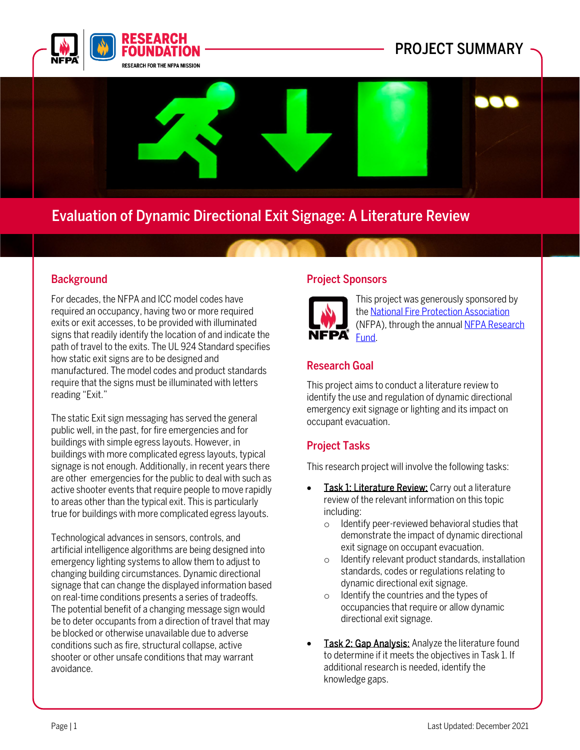PROJECT SUMMARY

# Evaluation of Dynamic Directional Exit Signage: A Literature Review

## Background

For decades, the NFPA and ICC model codes have required an occupancy, having two or more required exits or exit accesses, to be provided with illuminated signs that readily identify the location of and indicate the path of travel to the exits. The UL 924 Standard specifies how static exit signs are to be designed and manufactured. The model codes and product standards require that the signs must be illuminated with letters reading "Exit."

The static Exit sign messaging has served the general public well, in the past, for fire emergencies and for buildings with simple egress layouts. However, in buildings with more complicated egress layouts, typical signage is not enough. Additionally, in recent years there are other emergencies for the public to deal with such as active shooter events that require people to move rapidly to areas other than the typical exit. This is particularly true for buildings with more complicated egress layouts.

Technological advances in sensors, controls, and artificial intelligence algorithms are being designed into emergency lighting systems to allow them to adjust to changing building circumstances. Dynamic directional signage that can change the displayed information based on real-time conditions presents a series of tradeoffs. The potential benefit of a changing message sign would be to deter occupants from a direction of travel that may be blocked or otherwise unavailable due to adverse conditions such as fire, structural collapse, active shooter or other unsafe conditions that may warrant avoidance.

## Project Sponsors

This project was generously sponsored by the [National Fire Protection Association](#) (NFPA), through the annual [NFPA Research Fund](#).

## Research Goal

This project aims to conduct a literature review to identify the use and regulation of dynamic directional emergency exit signage or lighting and its impact on occupant evacuation.

## Project Tasks

This research project will involve the following tasks:

- Task 1: Literature Review: Carry out a literature review of the relevant information on this topic including:
  - Identify peer-reviewed behavioral studies that demonstrate the impact of dynamic directional exit signage on occupant evacuation.
  - Identify relevant product standards, installation standards, codes or regulations relating to dynamic directional exit signage.
  - Identify the countries and the types of occupancies that require or allow dynamic directional exit signage.
- Task 2: Gap Analysis: Analyze the literature found to determine if it meets the objectives in Task 1. If additional research is needed, identify the knowledge gaps.

Last Updated: December 2021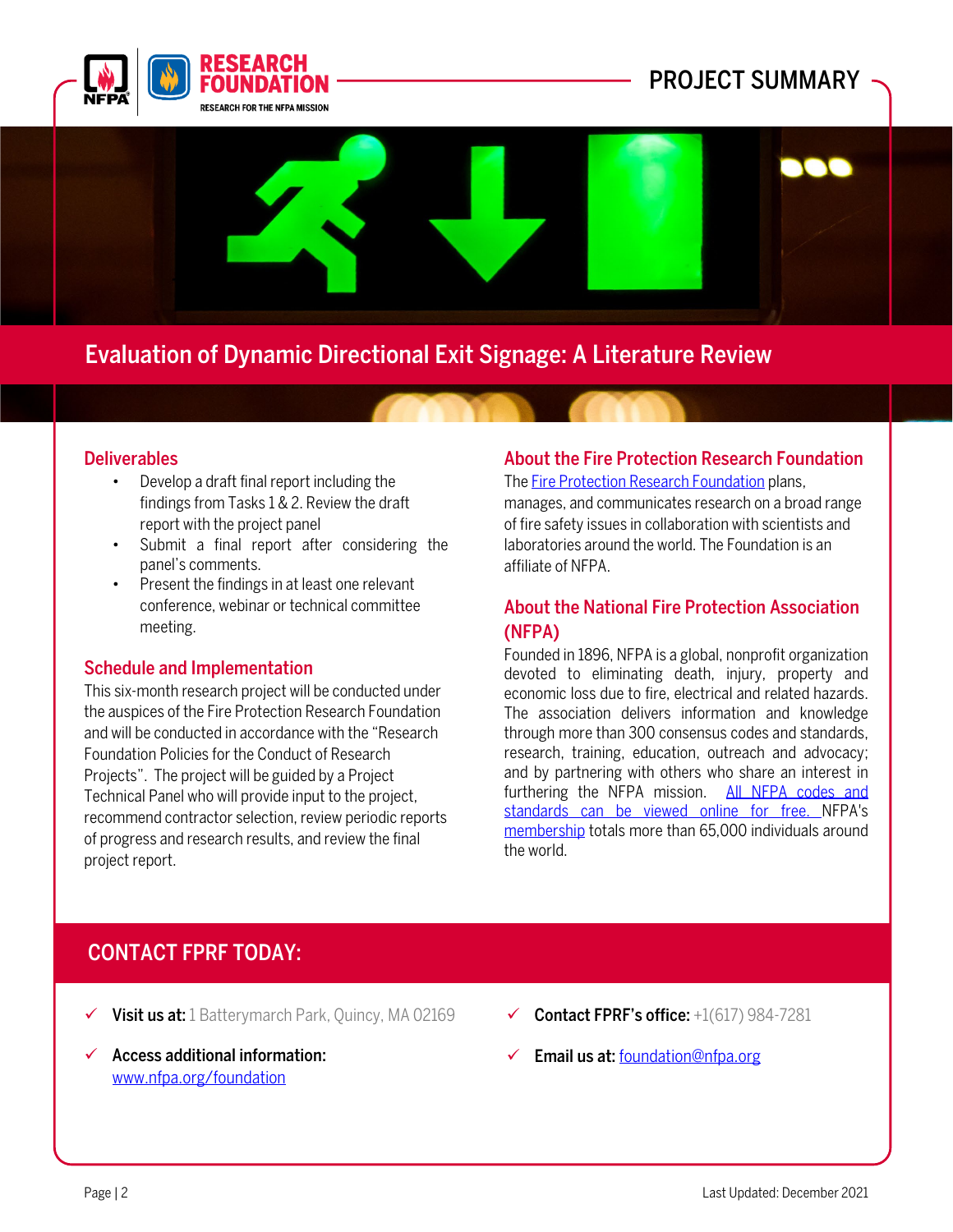PROJECT SUMMARY

# Evaluation of Dynamic Directional Exit Signage: A Literature Review

## Deliverables

- Develop a draft final report including the findings from Tasks 1 & 2. Review the draft report with the project panel
- Submit a final report after considering the panel's comments.
- Present the findings in at least one relevant conference, webinar or technical committee meeting.

## Schedule and Implementation

This six-month research project will be conducted under the auspices of the Fire Protection Research Foundation and will be conducted in accordance with the "Research Foundation Policies for the Conduct of Research Projects". The project will be guided by a Project Technical Panel who will provide input to the project, recommend contractor selection, review periodic reports of progress and research results, and review the final project report.

## About the Fire Protection Research Foundation

The Fire Protection Research Foundation plans, manages, and communicates research on a broad range of fire safety issues in collaboration with scientists and laboratories around the world. The Foundation is an affiliate of NFPA.

## About the National Fire Protection Association (NFPA)

Founded in 1896, NFPA is a global, nonprofit organization devoted to eliminating death, injury, property and economic loss due to fire, electrical and related hazards. The association delivers information and knowledge through more than 300 consensus codes and standards, research, training, education, outreach and advocacy; and by partnering with others who share an interest in furthering the NFPA mission. All NFPA codes and standards can be viewed online for free. NFPA's membership totals more than 65,000 individuals around the world.

## CONTACT FPRF TODAY:

- ✓ **Visit us at:** 1 Batterymarch Park, Quincy, MA 02169
- ✓ **Access additional information:** www.nfpa.org/foundation
- ✓ **Contact FPRF's office:** +1(617) 984-7281
- ✓ **Email us at:** foundation@nfpa.org

Last Updated: December 2021